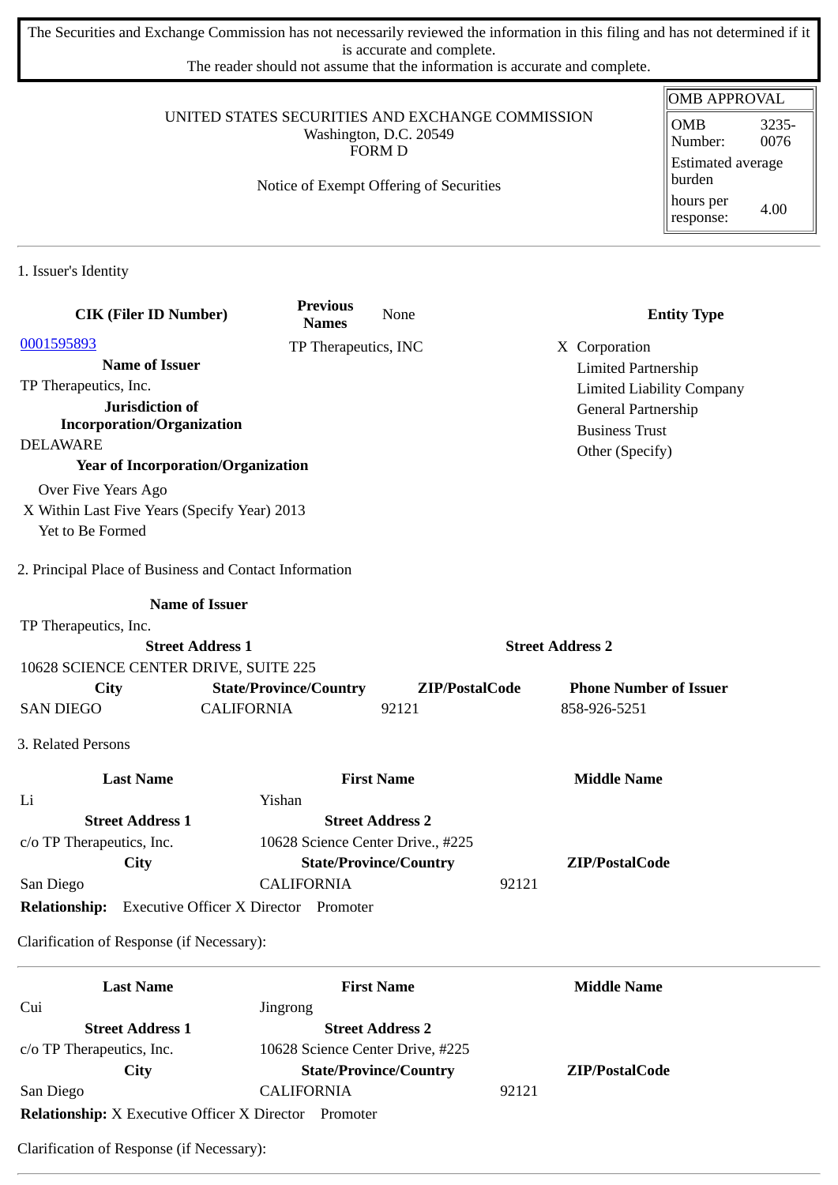The Securities and Exchange Commission has not necessarily reviewed the information in this filing and has not determined if it is accurate and complete.
The reader should not assume that the information is accurate and complete.

UNITED STATES SECURITIES AND EXCHANGE COMMISSION
Washington, D.C. 20549
FORM D

Notice of Exempt Offering of Securities

| OMB APPROVAL | |
|---|---|
| OMB Number: | 3235-0076 |
| Estimated average burden | |
| hours per response: | 4.00 |

## 1. Issuer's Identity

| CIK (Filer ID Number) | Previous Names | None | Entity Type |
|---|---|---|---|
| 0001595893 | TP Therapeutics, INC | | X Corporation |

**Name of Issuer**
TP Therapeutics, Inc.

**Jurisdiction of Incorporation/Organization**
DELAWARE

**Year of Incorporation/Organization**
Over Five Years Ago
X Within Last Five Years (Specify Year) 2013
Yet to Be Formed

**Entity Type**
X Corporation
Limited Partnership
Limited Liability Company
General Partnership
Business Trust
Other (Specify)

## 2. Principal Place of Business and Contact Information

**Name of Issuer**
TP Therapeutics, Inc.

| Street Address 1 | | | Street Address 2 |
|---|---|---|---|
| 10628 SCIENCE CENTER DRIVE, SUITE 225 | | | |
| **City** | **State/Province/Country** | **ZIP/PostalCode** | **Phone Number of Issuer** |
| SAN DIEGO | CALIFORNIA | 92121 | 858-926-5251 |

## 3. Related Persons

| Last Name | First Name | Middle Name |
|---|---|---|
| Li | Yishan | |
| **Street Address 1** | **Street Address 2** | |
| c/o TP Therapeutics, Inc. | 10628 Science Center Drive., #225 | |
| **City** | **State/Province/Country** | **ZIP/PostalCode** |
| San Diego | CALIFORNIA | 92121 |

**Relationship:** Executive Officer X Director Promoter

Clarification of Response (if Necessary):

---

| Last Name | First Name | Middle Name |
|---|---|---|
| Cui | Jingrong | |
| **Street Address 1** | **Street Address 2** | |
| c/o TP Therapeutics, Inc. | 10628 Science Center Drive, #225 | |
| **City** | **State/Province/Country** | **ZIP/PostalCode** |
| San Diego | CALIFORNIA | 92121 |

**Relationship:** X Executive Officer X Director Promoter

Clarification of Response (if Necessary):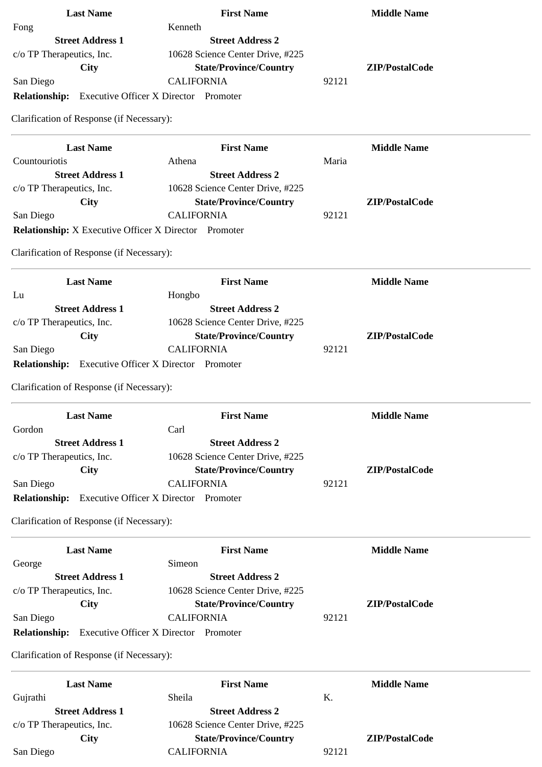| Last Name | First Name | Middle Name |
| --- | --- | --- |
| Fong | Kenneth | |
| **Street Address 1** | **Street Address 2** | |
| c/o TP Therapeutics, Inc. | 10628 Science Center Drive, #225 | |
| **City** | **State/Province/Country** | **ZIP/PostalCode** |
| San Diego | CALIFORNIA | 92121 |

**Relationship:** Executive Officer X Director Promoter

Clarification of Response (if Necessary):

---

| Last Name | First Name | Middle Name |
| --- | --- | --- |
| Countouriotis | Athena | Maria |
| **Street Address 1** | **Street Address 2** | |
| c/o TP Therapeutics, Inc. | 10628 Science Center Drive, #225 | |
| **City** | **State/Province/Country** | **ZIP/PostalCode** |
| San Diego | CALIFORNIA | 92121 |

**Relationship:** X Executive Officer X Director Promoter

Clarification of Response (if Necessary):

---

| Last Name | First Name | Middle Name |
| --- | --- | --- |
| Lu | Hongbo | |
| **Street Address 1** | **Street Address 2** | |
| c/o TP Therapeutics, Inc. | 10628 Science Center Drive, #225 | |
| **City** | **State/Province/Country** | **ZIP/PostalCode** |
| San Diego | CALIFORNIA | 92121 |

**Relationship:** Executive Officer X Director Promoter

Clarification of Response (if Necessary):

---

| Last Name | First Name | Middle Name |
| --- | --- | --- |
| Gordon | Carl | |
| **Street Address 1** | **Street Address 2** | |
| c/o TP Therapeutics, Inc. | 10628 Science Center Drive, #225 | |
| **City** | **State/Province/Country** | **ZIP/PostalCode** |
| San Diego | CALIFORNIA | 92121 |

**Relationship:** Executive Officer X Director Promoter

Clarification of Response (if Necessary):

---

| Last Name | First Name | Middle Name |
| --- | --- | --- |
| George | Simeon | |
| **Street Address 1** | **Street Address 2** | |
| c/o TP Therapeutics, Inc. | 10628 Science Center Drive, #225 | |
| **City** | **State/Province/Country** | **ZIP/PostalCode** |
| San Diego | CALIFORNIA | 92121 |

**Relationship:** Executive Officer X Director Promoter

Clarification of Response (if Necessary):

---

| Last Name | First Name | Middle Name |
| --- | --- | --- |
| Gujrathi | Sheila | K. |
| **Street Address 1** | **Street Address 2** | |
| c/o TP Therapeutics, Inc. | 10628 Science Center Drive, #225 | |
| **City** | **State/Province/Country** | **ZIP/PostalCode** |
| San Diego | CALIFORNIA | 92121 |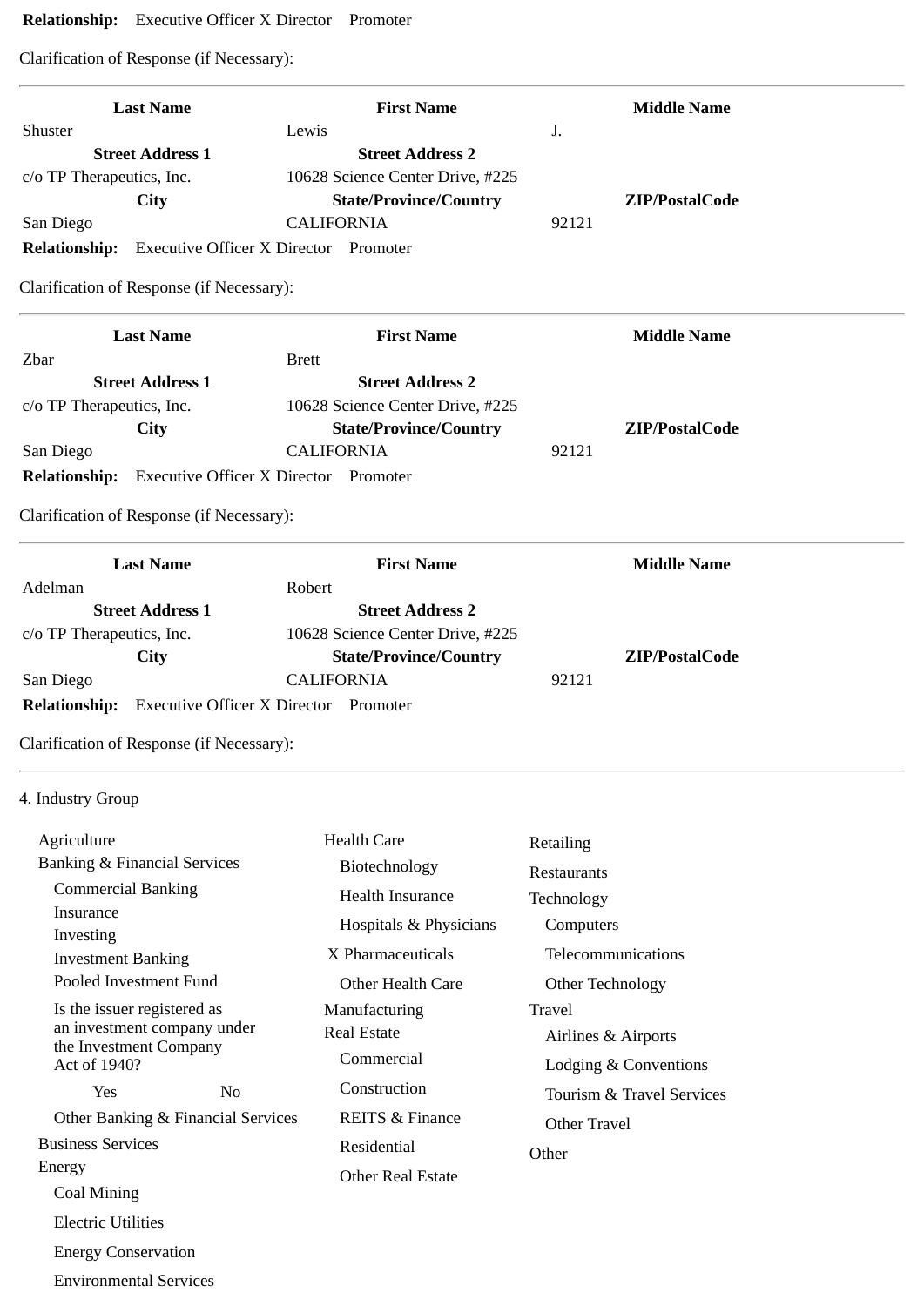**Relationship:** Executive Officer X Director Promoter

Clarification of Response (if Necessary):

---

| Last Name | First Name | Middle Name |
|---|---|---|
| Shuster | Lewis | J. |
| **Street Address 1** | **Street Address 2** | |
| c/o TP Therapeutics, Inc. | 10628 Science Center Drive, #225 | |
| **City** | **State/Province/Country** | **ZIP/PostalCode** |
| San Diego | CALIFORNIA | 92121 |

**Relationship:** Executive Officer X Director Promoter

Clarification of Response (if Necessary):

---

| Last Name | First Name | Middle Name |
|---|---|---|
| Zbar | Brett | |
| **Street Address 1** | **Street Address 2** | |
| c/o TP Therapeutics, Inc. | 10628 Science Center Drive, #225 | |
| **City** | **State/Province/Country** | **ZIP/PostalCode** |
| San Diego | CALIFORNIA | 92121 |

**Relationship:** Executive Officer X Director Promoter

Clarification of Response (if Necessary):

---

| Last Name | First Name | Middle Name |
|---|---|---|
| Adelman | Robert | |
| **Street Address 1** | **Street Address 2** | |
| c/o TP Therapeutics, Inc. | 10628 Science Center Drive, #225 | |
| **City** | **State/Province/Country** | **ZIP/PostalCode** |
| San Diego | CALIFORNIA | 92121 |

**Relationship:** Executive Officer X Director Promoter

Clarification of Response (if Necessary):

---

4. Industry Group

- Agriculture
- Banking & Financial Services
  - Commercial Banking
  - Insurance
  - Investing
  - Investment Banking
  - Pooled Investment Fund
  - Is the issuer registered as an investment company under the Investment Company Act of 1940?
    - Yes No
  - Other Banking & Financial Services
- Business Services
- Energy
  - Coal Mining
  - Electric Utilities
  - Energy Conservation
  - Environmental Services
- Health Care
  - Biotechnology
  - Health Insurance
  - Hospitals & Physicians
  - X Pharmaceuticals
  - Other Health Care
- Manufacturing
- Real Estate
  - Commercial
  - Construction
  - REITS & Finance
  - Residential
  - Other Real Estate
- Retailing
- Restaurants
- Technology
  - Computers
  - Telecommunications
  - Other Technology
- Travel
  - Airlines & Airports
  - Lodging & Conventions
  - Tourism & Travel Services
  - Other Travel
- Other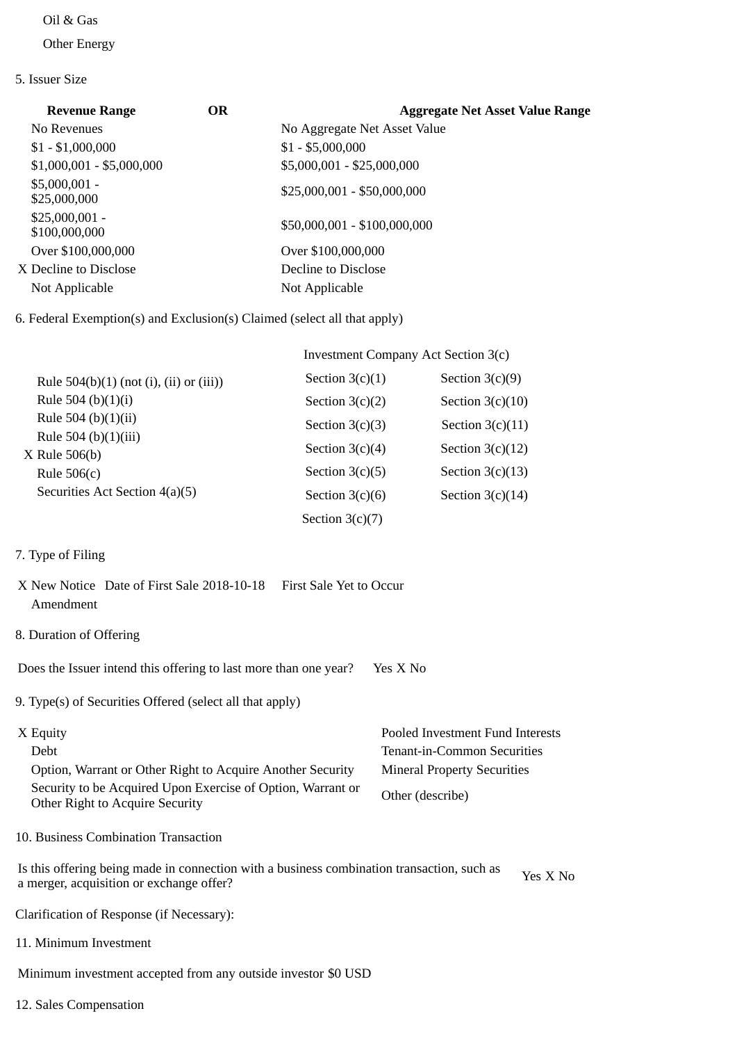Oil & Gas

Other Energy

5. Issuer Size

| Revenue Range | OR | Aggregate Net Asset Value Range |
|---|---|---|
| No Revenues | | No Aggregate Net Asset Value |
| $1 - $1,000,000 | | $1 - $5,000,000 |
| $1,000,001 - $5,000,000 | | $5,000,001 - $25,000,000 |
| $5,000,001 - $25,000,000 | | $25,000,001 - $50,000,000 |
| $25,000,001 - $100,000,000 | | $50,000,001 - $100,000,000 |
| Over $100,000,000 | | Over $100,000,000 |
| X Decline to Disclose | | Decline to Disclose |
| Not Applicable | | Not Applicable |

6. Federal Exemption(s) and Exclusion(s) Claimed (select all that apply)

| | Investment Company Act Section 3(c) | |
|---|---|---|
| Rule 504(b)(1) (not (i), (ii) or (iii)) | Section 3(c)(1) | Section 3(c)(9) |
| Rule 504 (b)(1)(i) | Section 3(c)(2) | Section 3(c)(10) |
| Rule 504 (b)(1)(ii) | Section 3(c)(3) | Section 3(c)(11) |
| Rule 504 (b)(1)(iii) | Section 3(c)(4) | Section 3(c)(12) |
| X Rule 506(b) | Section 3(c)(5) | Section 3(c)(13) |
| Rule 506(c) | Section 3(c)(6) | Section 3(c)(14) |
| Securities Act Section 4(a)(5) | Section 3(c)(7) | |

7. Type of Filing

X New Notice Date of First Sale 2018-10-18 First Sale Yet to Occur

Amendment

8. Duration of Offering

Does the Issuer intend this offering to last more than one year? Yes X No

9. Type(s) of Securities Offered (select all that apply)

| | |
|---|---|
| X Equity | Pooled Investment Fund Interests |
| Debt | Tenant-in-Common Securities |
| Option, Warrant or Other Right to Acquire Another Security | Mineral Property Securities |
| Security to be Acquired Upon Exercise of Option, Warrant or Other Right to Acquire Security | Other (describe) |

10. Business Combination Transaction

Is this offering being made in connection with a business combination transaction, such as a merger, acquisition or exchange offer? Yes X No

Clarification of Response (if Necessary):

11. Minimum Investment

Minimum investment accepted from any outside investor $0 USD

12. Sales Compensation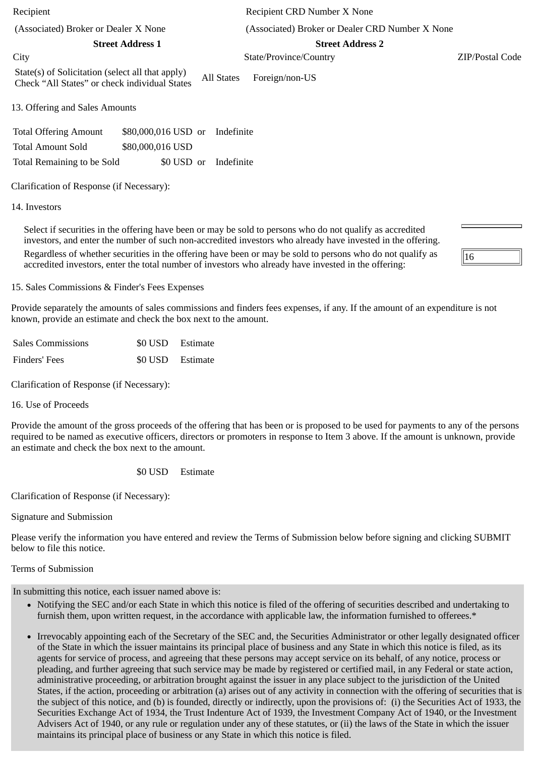| Recipient | Recipient CRD Number X None | |
|---|---|---|
| (Associated) Broker or Dealer X None | (Associated) Broker or Dealer CRD Number X None | |
| **Street Address 1** | **Street Address 2** | |
| City | State/Province/Country | ZIP/Postal Code |
| State(s) of Solicitation (select all that apply) Check "All States" or check individual States | All States Foreign/non-US | |

13. Offering and Sales Amounts

| | | | |
|---|---|---|---|
| Total Offering Amount | $80,000,016 USD | or | Indefinite |
| Total Amount Sold | $80,000,016 USD | | |
| Total Remaining to be Sold | $0 USD | or | Indefinite |

Clarification of Response (if Necessary):

14. Investors

Select if securities in the offering have been or may be sold to persons who do not qualify as accredited investors, and enter the number of such non-accredited investors who already have invested in the offering.

Regardless of whether securities in the offering have been or may be sold to persons who do not qualify as accredited investors, enter the total number of investors who already have invested in the offering: 16

15. Sales Commissions & Finder's Fees Expenses

Provide separately the amounts of sales commissions and finders fees expenses, if any. If the amount of an expenditure is not known, provide an estimate and check the box next to the amount.

| | | |
|---|---|---|
| Sales Commissions | $0 USD | Estimate |
| Finders' Fees | $0 USD | Estimate |

Clarification of Response (if Necessary):

16. Use of Proceeds

Provide the amount of the gross proceeds of the offering that has been or is proposed to be used for payments to any of the persons required to be named as executive officers, directors or promoters in response to Item 3 above. If the amount is unknown, provide an estimate and check the box next to the amount.

$0 USD Estimate

Clarification of Response (if Necessary):

Signature and Submission

Please verify the information you have entered and review the Terms of Submission below before signing and clicking SUBMIT below to file this notice.

Terms of Submission

In submitting this notice, each issuer named above is:

- Notifying the SEC and/or each State in which this notice is filed of the offering of securities described and undertaking to furnish them, upon written request, in the accordance with applicable law, the information furnished to offerees.*
- Irrevocably appointing each of the Secretary of the SEC and, the Securities Administrator or other legally designated officer of the State in which the issuer maintains its principal place of business and any State in which this notice is filed, as its agents for service of process, and agreeing that these persons may accept service on its behalf, of any notice, process or pleading, and further agreeing that such service may be made by registered or certified mail, in any Federal or state action, administrative proceeding, or arbitration brought against the issuer in any place subject to the jurisdiction of the United States, if the action, proceeding or arbitration (a) arises out of any activity in connection with the offering of securities that is the subject of this notice, and (b) is founded, directly or indirectly, upon the provisions of: (i) the Securities Act of 1933, the Securities Exchange Act of 1934, the Trust Indenture Act of 1939, the Investment Company Act of 1940, or the Investment Advisers Act of 1940, or any rule or regulation under any of these statutes, or (ii) the laws of the State in which the issuer maintains its principal place of business or any State in which this notice is filed.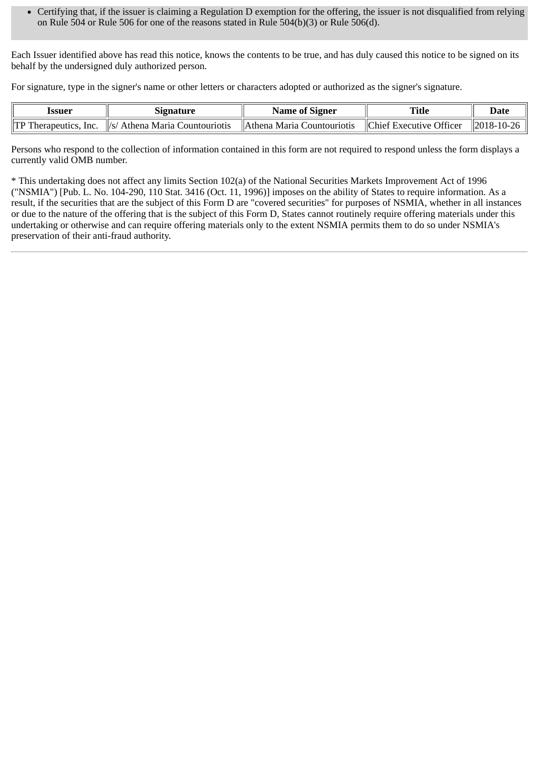- Certifying that, if the issuer is claiming a Regulation D exemption for the offering, the issuer is not disqualified from relying on Rule 504 or Rule 506 for one of the reasons stated in Rule 504(b)(3) or Rule 506(d).

Each Issuer identified above has read this notice, knows the contents to be true, and has duly caused this notice to be signed on its behalf by the undersigned duly authorized person.

For signature, type in the signer's name or other letters or characters adopted or authorized as the signer's signature.

| Issuer | Signature | Name of Signer | Title | Date |
|---|---|---|---|---|
| TP Therapeutics, Inc. | /s/ Athena Maria Countouriotis | Athena Maria Countouriotis | Chief Executive Officer | 2018-10-26 |

Persons who respond to the collection of information contained in this form are not required to respond unless the form displays a currently valid OMB number.

* This undertaking does not affect any limits Section 102(a) of the National Securities Markets Improvement Act of 1996 ("NSMIA") [Pub. L. No. 104-290, 110 Stat. 3416 (Oct. 11, 1996)] imposes on the ability of States to require information. As a result, if the securities that are the subject of this Form D are "covered securities" for purposes of NSMIA, whether in all instances or due to the nature of the offering that is the subject of this Form D, States cannot routinely require offering materials under this undertaking or otherwise and can require offering materials only to the extent NSMIA permits them to do so under NSMIA's preservation of their anti-fraud authority.